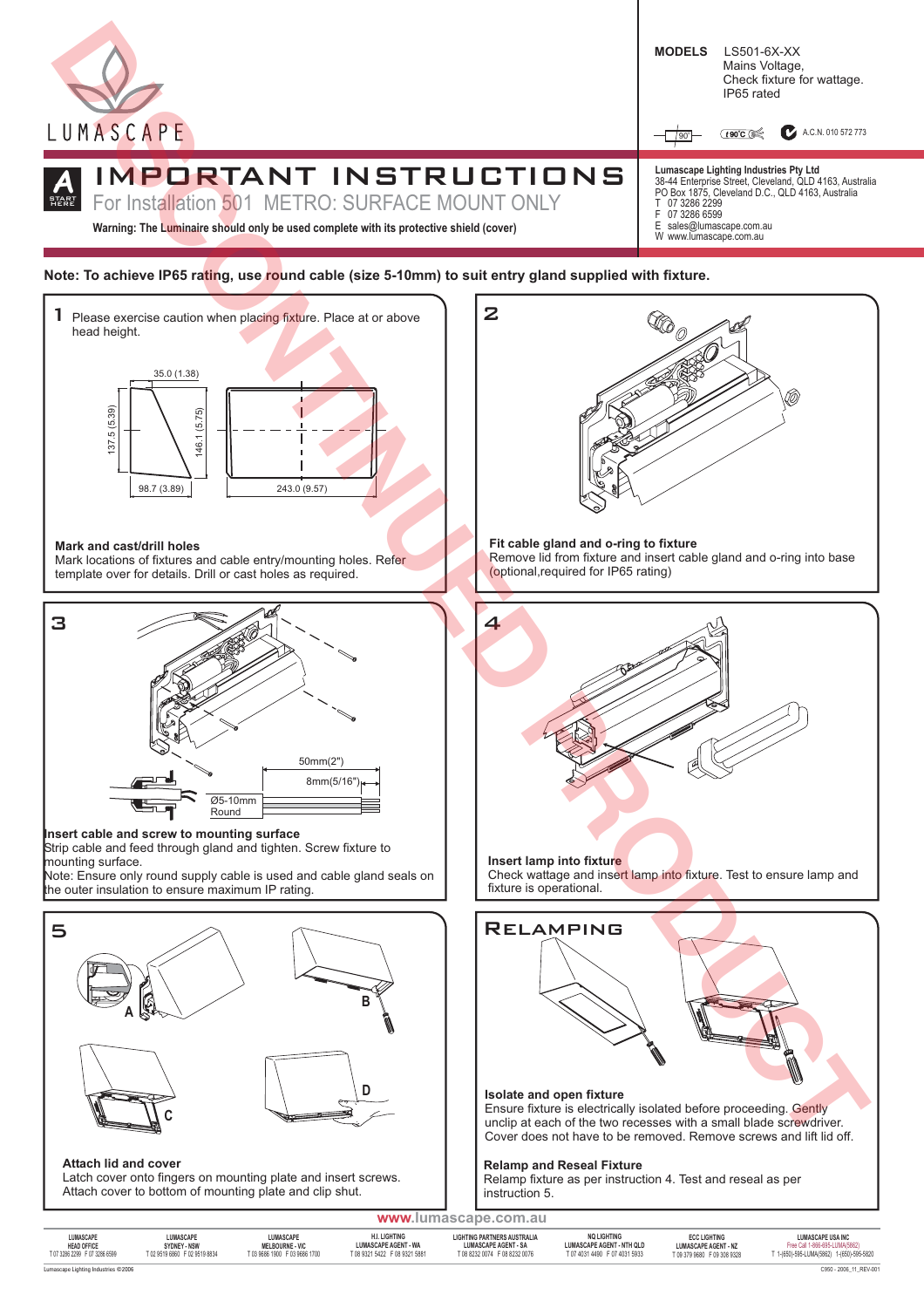LUMASCAPE

# IMPORTANT INSTRUCTIONS

## For Installation 501 METRO: SURFACE MOUNT ONLY

**Warning: The Luminaire should only be used complete with its protective shield (cover)**

**MODELS** LS501-6X-XX
Mains Voltage,
Check fixture for wattage.
IP65 rated

90° | 90°C | A.C.N. 010 572 773

**Lumascape Lighting Industries Pty Ltd**
38-44 Enterprise Street, Cleveland, QLD 4163, Australia
PO Box 1875, Cleveland D.C., QLD 4163, Australia
T 07 3286 2299
F 07 3286 6599
E sales@lumascape.com.au
W www.lumascape.com.au

DISCONTINUED PRODUCT

**Note: To achieve IP65 rating, use round cable (size 5-10mm) to suit entry gland supplied with fixture.**

### 1

Please exercise caution when placing fixture. Place at or above head height.

35.0 (1.38) | 137.5 (5.39) | 146.1 (5.75) | 98.7 (3.89) | 243.0 (9.57)

**Mark and cast/drill holes**
Mark locations of fixtures and cable entry/mounting holes. Refer template over for details. Drill or cast holes as required.

### 2

**Fit cable gland and o-ring to fixture**
Remove lid from fixture and insert cable gland and o-ring into base (optional,required for IP65 rating)

### 3

50mm(2") | 8mm(5/16") | Ø5-10mm Round

**Insert cable and screw to mounting surface**
Strip cable and feed through gland and tighten. Screw fixture to mounting surface.
Note: Ensure only round supply cable is used and cable gland seals on the outer insulation to ensure maximum IP rating.

### 4

**Insert lamp into fixture**
Check wattage and insert lamp into fixture. Test to ensure lamp and fixture is operational.

### 5

A | B | C | D

**Attach lid and cover**
Latch cover onto fingers on mounting plate and insert screws.
Attach cover to bottom of mounting plate and clip shut.

### RELAMPING

**Isolate and open fixture**
Ensure fixture is electrically isolated before proceeding. Gently unclip at each of the two recesses with a small blade screwdriver. Cover does not have to be removed. Remove screws and lift lid off.

**Relamp and Reseal Fixture**
Relamp fixture as per instruction 4. Test and reseal as per instruction 5.

**www.lumascape.com.au**

| LUMASCAPE HEAD OFFICE | LUMASCAPE SYDNEY - NSW | LUMASCAPE MELBOURNE - VIC | H.I. LIGHTING LUMASCAPE AGENT - WA | LIGHTING PARTNERS AUSTRALIA LUMASCAPE AGENT - SA | NQ LIGHTING LUMASCAPE AGENT - NTH QLD | ECC LIGHTING LUMASCAPE AGENT - NZ | LUMASCAPE USA INC |
|---|---|---|---|---|---|---|---|
| T 07 3286 2299 F 07 3286 6599 | T 02 9519 6860 F 02 9519 8834 | T 03 9686 1900 F 03 9686 1700 | T 08 9321 5422 F 08 9321 5881 | T 08 8232 0074 F 08 8232 0076 | T 07 4031 4490 F 07 4031 5933 | T 09 379 9680 F 09 308 9529 | Free Call 1-866-695-LUMA(5862) T 1-(650)-595-LUMA(5862) 1-(650)-595-5820 |

Lumascape Lighting Industries ©2006

C950 - 2006_11_REV-001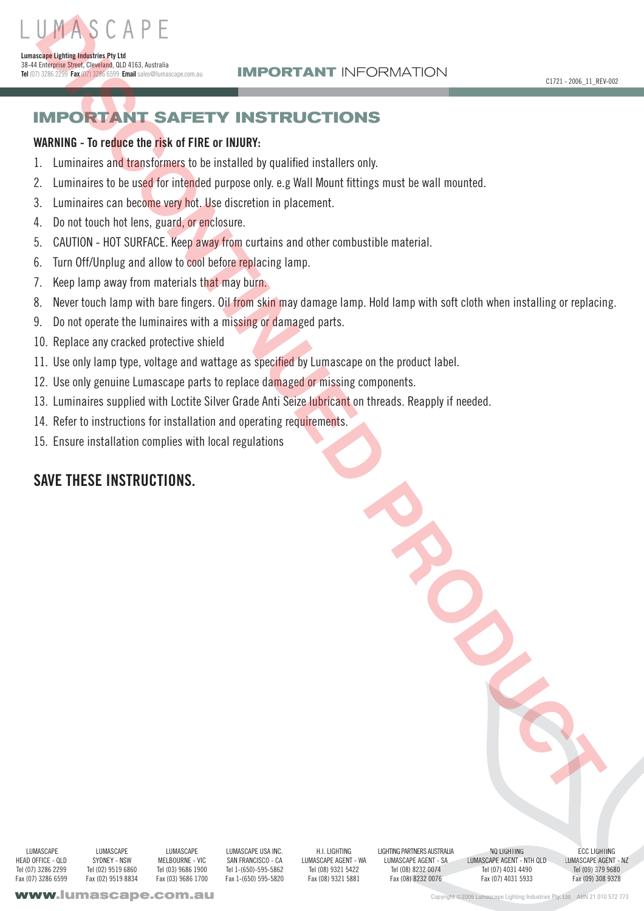# IMPORTANT SAFETY INSTRUCTIONS

**WARNING - To reduce the risk of FIRE or INJURY:**

1. Luminaires and transformers to be installed by qualified installers only.
2. Luminaires to be used for intended purpose only. e.g Wall Mount fittings must be wall mounted.
3. Luminaires can become very hot. Use discretion in placement.
4. Do not touch hot lens, guard, or enclosure.
5. CAUTION - HOT SURFACE. Keep away from curtains and other combustible material.
6. Turn Off/Unplug and allow to cool before replacing lamp.
7. Keep lamp away from materials that may burn.
8. Never touch lamp with bare fingers. Oil from skin may damage lamp. Hold lamp with soft cloth when installing or replacing.
9. Do not operate the luminaires with a missing or damaged parts.
10. Replace any cracked protective shield
11. Use only lamp type, voltage and wattage as specified by Lumascape on the product label.
12. Use only genuine Lumascape parts to replace damaged or missing components.
13. Luminaires supplied with Loctite Silver Grade Anti Seize lubricant on threads. Reapply if needed.
14. Refer to instructions for installation and operating requirements.
15. Ensure installation complies with local regulations

## SAVE THESE INSTRUCTIONS.

DISCONTINUED PRODUCT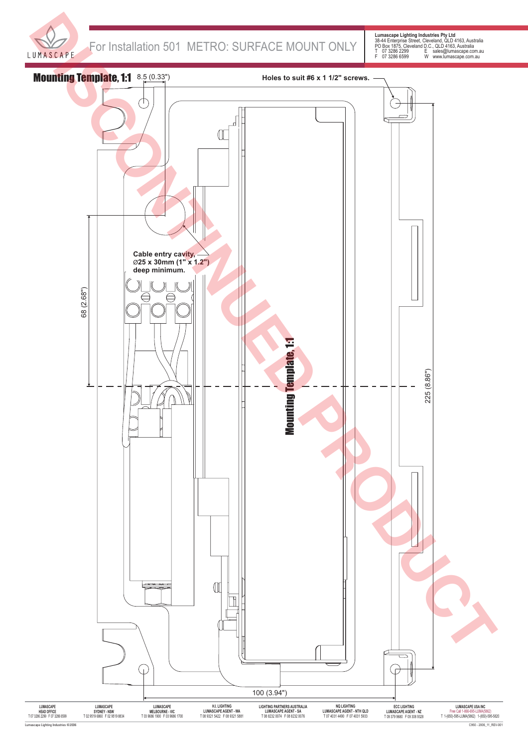For Installation 501 METRO: SURFACE MOUNT ONLY

Lumascape Lighting Industries Pty Ltd
38-44 Enterprise Street, Cleveland, QLD 4163, Australia
PO Box 1875, Cleveland D.C., QLD 4163, Australia
T 07 3286 2299 E sales@lumascape.com.au
F 07 3286 6599 W www.lumascape.com.au

DISCONTINUED PRODUCT

## Mounting Template, 1:1

8.5 (0.33")

Holes to suit #6 x 1 1/2" screws.

Cable entry cavity, Ø25 x 30mm (1" x 1.2") deep minimum.

68 (2.68")

225 (8.86")

Mounting Template, 1:1

100 (3.94")

| | | | | | | | |
|---|---|---|---|---|---|---|---|
| LUMASCAPE HEAD OFFICE | LUMASCAPE SYDNEY - NSW | LUMASCAPE MELBOURNE - VIC | H.I. LIGHTING LUMASCAPE AGENT - WA | LIGHTING PARTNERS AUSTRALIA LUMASCAPE AGENT - SA | NQ LIGHTING LUMASCAPE AGENT - NTH QLD | ECC LIGHTING LUMASCAPE AGENT - NZ | LUMASCAPE USA INC |
| T 07 3286 2299 F 07 3286 6599 | T 02 9519 6860 F 02 9519 8834 | T 03 9686 1900 F 03 9686 1700 | T 08 9321 5422 F 08 9321 5881 | T 08 8232 0074 F 08 8232 0076 | T 07 4031 4490 F 07 4031 5933 | T 09 379 9680 F 09 308 9528 | Free Call 1-866-695-LUMA(5862) T 1-(650)-595-LUMA(5862) 1-(650)-595-5820 |

Lumascape Lighting Industries ©2006

C950 - 2006_11_REV-001